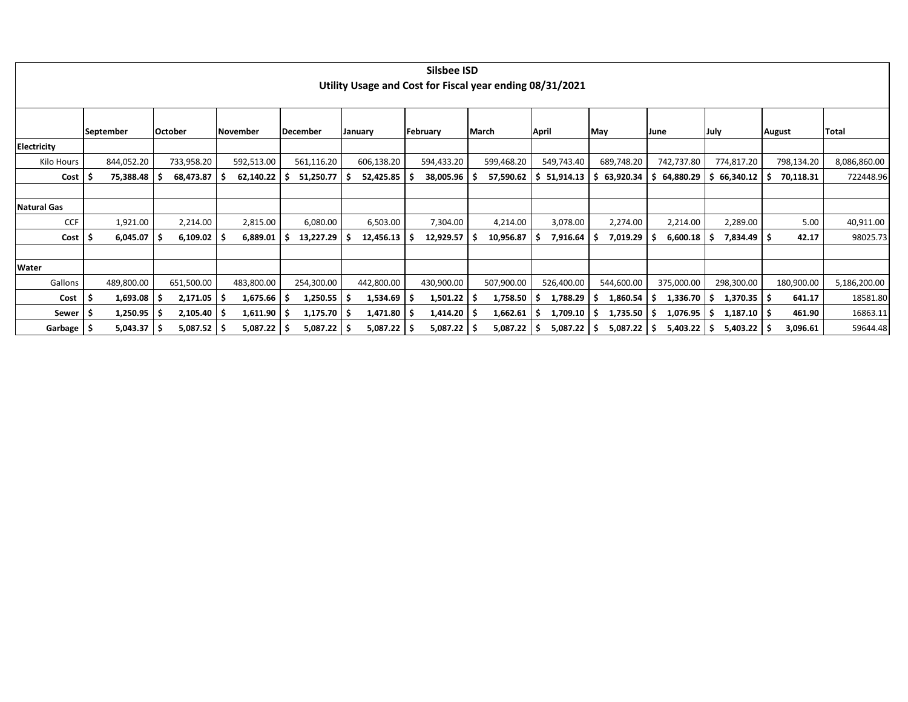# Silbee ISD

## Utility Usage and Cost for Fiscal year ending 08/31/2021

| | September | October | November | December | January | February | March | April | May | June | July | August | Total |
|---|---|---|---|---|---|---|---|---|---|---|---|---|---|
| **Electricity** | | | | | | | | | | | | | |
| Kilo Hours | 844,052.20 | 733,958.20 | 592,513.00 | 561,116.20 | 606,138.20 | 594,433.20 | 599,468.20 | 549,743.40 | 689,748.20 | 742,737.80 | 774,817.20 | 798,134.20 | 8,086,860.00 |
| **Cost** | **$ 75,388.48** | **$ 68,473.87** | **$ 62,140.22** | **$ 51,250.77** | **$ 52,425.85** | **$ 38,005.96** | **$ 57,590.62** | **$ 51,914.13** | **$ 63,920.34** | **$ 64,880.29** | **$ 66,340.12** | **$ 70,118.31** | 722448.96 |
| | | | | | | | | | | | | | |
| **Natural Gas** | | | | | | | | | | | | | |
| CCF | 1,921.00 | 2,214.00 | 2,815.00 | 6,080.00 | 6,503.00 | 7,304.00 | 4,214.00 | 3,078.00 | 2,274.00 | 2,214.00 | 2,289.00 | 5.00 | 40,911.00 |
| **Cost** | **$ 6,045.07** | **$ 6,109.02** | **$ 6,889.01** | **$ 13,227.29** | **$ 12,456.13** | **$ 12,929.57** | **$ 10,956.87** | **$ 7,916.64** | **$ 7,019.29** | **$ 6,600.18** | **$ 7,834.49** | **$ 42.17** | 98025.73 |
| | | | | | | | | | | | | | |
| **Water** | | | | | | | | | | | | | |
| Gallons | 489,800.00 | 651,500.00 | 483,800.00 | 254,300.00 | 442,800.00 | 430,900.00 | 507,900.00 | 526,400.00 | 544,600.00 | 375,000.00 | 298,300.00 | 180,900.00 | 5,186,200.00 |
| **Cost** | **$ 1,693.08** | **$ 2,171.05** | **$ 1,675.66** | **$ 1,250.55** | **$ 1,534.69** | **$ 1,501.22** | **$ 1,758.50** | **$ 1,788.29** | **$ 1,860.54** | **$ 1,336.70** | **$ 1,370.35** | **$ 641.17** | 18581.80 |
| **Sewer** | **$ 1,250.95** | **$ 2,105.40** | **$ 1,611.90** | **$ 1,175.70** | **$ 1,471.80** | **$ 1,414.20** | **$ 1,662.61** | **$ 1,709.10** | **$ 1,735.50** | **$ 1,076.95** | **$ 1,187.10** | **$ 461.90** | 16863.11 |
| **Garbage** | **$ 5,043.37** | **$ 5,087.52** | **$ 5,087.22** | **$ 5,087.22** | **$ 5,087.22** | **$ 5,087.22** | **$ 5,087.22** | **$ 5,087.22** | **$ 5,087.22** | **$ 5,403.22** | **$ 5,403.22** | **$ 3,096.61** | 59644.48 |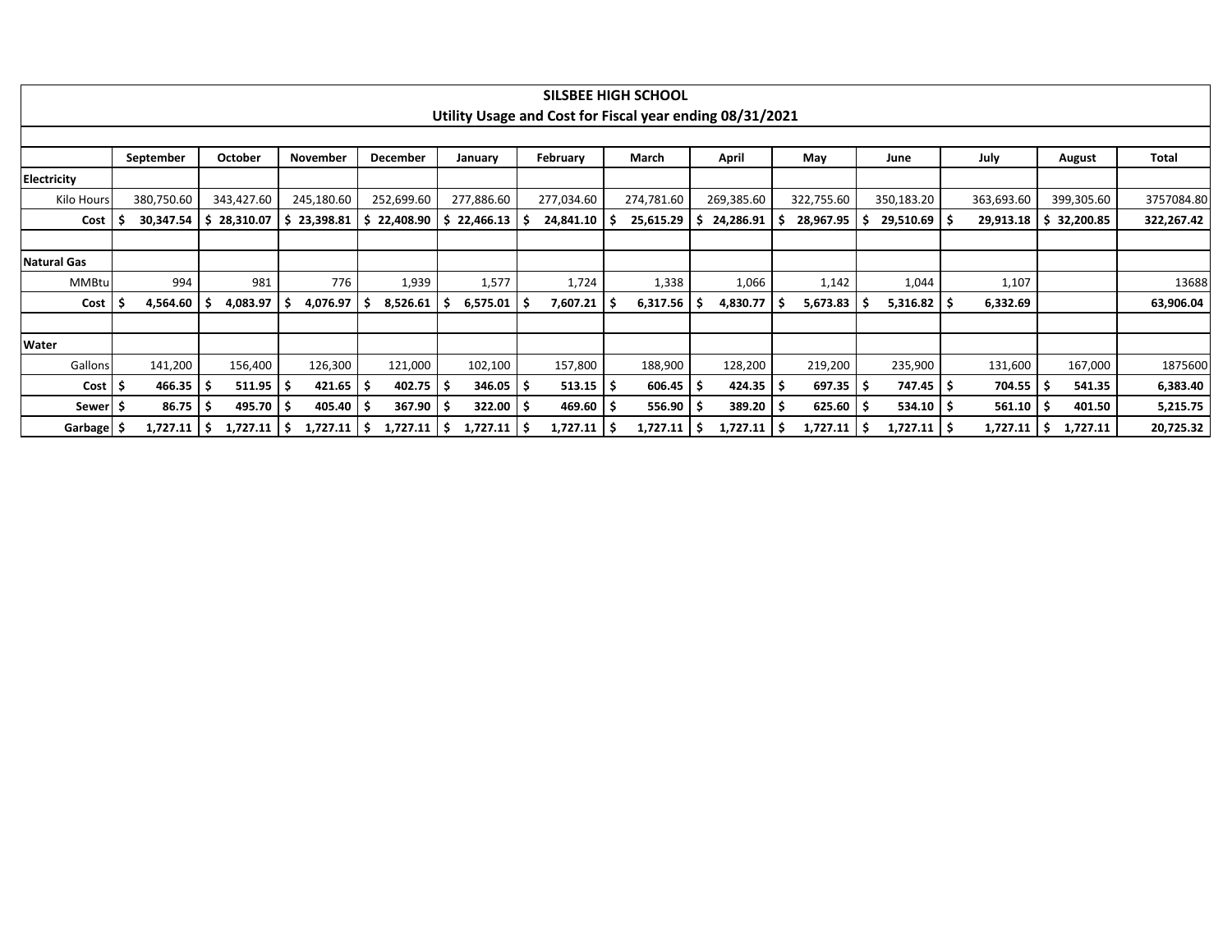| SILSBEE HIGH SCHOOL<br>Utility Usage and Cost for Fiscal year ending 08/31/2021 | | | | | | | | | | | | | |
|---|---|---|---|---|---|---|---|---|---|---|---|---|---|
| | September | October | November | December | January | February | March | April | May | June | July | August | Total |
| **Electricity** | | | | | | | | | | | | | |
| Kilo Hours | 380,750.60 | 343,427.60 | 245,180.60 | 252,699.60 | 277,886.60 | 277,034.60 | 274,781.60 | 269,385.60 | 322,755.60 | 350,183.20 | 363,693.60 | 399,305.60 | 3757084.80 |
| **Cost** | **$ 30,347.54** | **$ 28,310.07** | **$ 23,398.81** | **$ 22,408.90** | **$ 22,466.13** | **$ 24,841.10** | **$ 25,615.29** | **$ 24,286.91** | **$ 28,967.95** | **$ 29,510.69** | **$ 29,913.18** | **$ 32,200.85** | **322,267.42** |
| | | | | | | | | | | | | | |
| **Natural Gas** | | | | | | | | | | | | | |
| MMBtu | 994 | 981 | 776 | 1,939 | 1,577 | 1,724 | 1,338 | 1,066 | 1,142 | 1,044 | 1,107 | | 13688 |
| **Cost** | **$ 4,564.60** | **$ 4,083.97** | **$ 4,076.97** | **$ 8,526.61** | **$ 6,575.01** | **$ 7,607.21** | **$ 6,317.56** | **$ 4,830.77** | **$ 5,673.83** | **$ 5,316.82** | **$ 6,332.69** | | **63,906.04** |
| | | | | | | | | | | | | | |
| **Water** | | | | | | | | | | | | | |
| Gallons | 141,200 | 156,400 | 126,300 | 121,000 | 102,100 | 157,800 | 188,900 | 128,200 | 219,200 | 235,900 | 131,600 | 167,000 | 1875600 |
| **Cost** | **$ 466.35** | **$ 511.95** | **$ 421.65** | **$ 402.75** | **$ 346.05** | **$ 513.15** | **$ 606.45** | **$ 424.35** | **$ 697.35** | **$ 747.45** | **$ 704.55** | **$ 541.35** | **6,383.40** |
| **Sewer** | **$ 86.75** | **$ 495.70** | **$ 405.40** | **$ 367.90** | **$ 322.00** | **$ 469.60** | **$ 556.90** | **$ 389.20** | **$ 625.60** | **$ 534.10** | **$ 561.10** | **$ 401.50** | **5,215.75** |
| **Garbage** | **$ 1,727.11** | **$ 1,727.11** | **$ 1,727.11** | **$ 1,727.11** | **$ 1,727.11** | **$ 1,727.11** | **$ 1,727.11** | **$ 1,727.11** | **$ 1,727.11** | **$ 1,727.11** | **$ 1,727.11** | **$ 1,727.11** | **20,725.32** |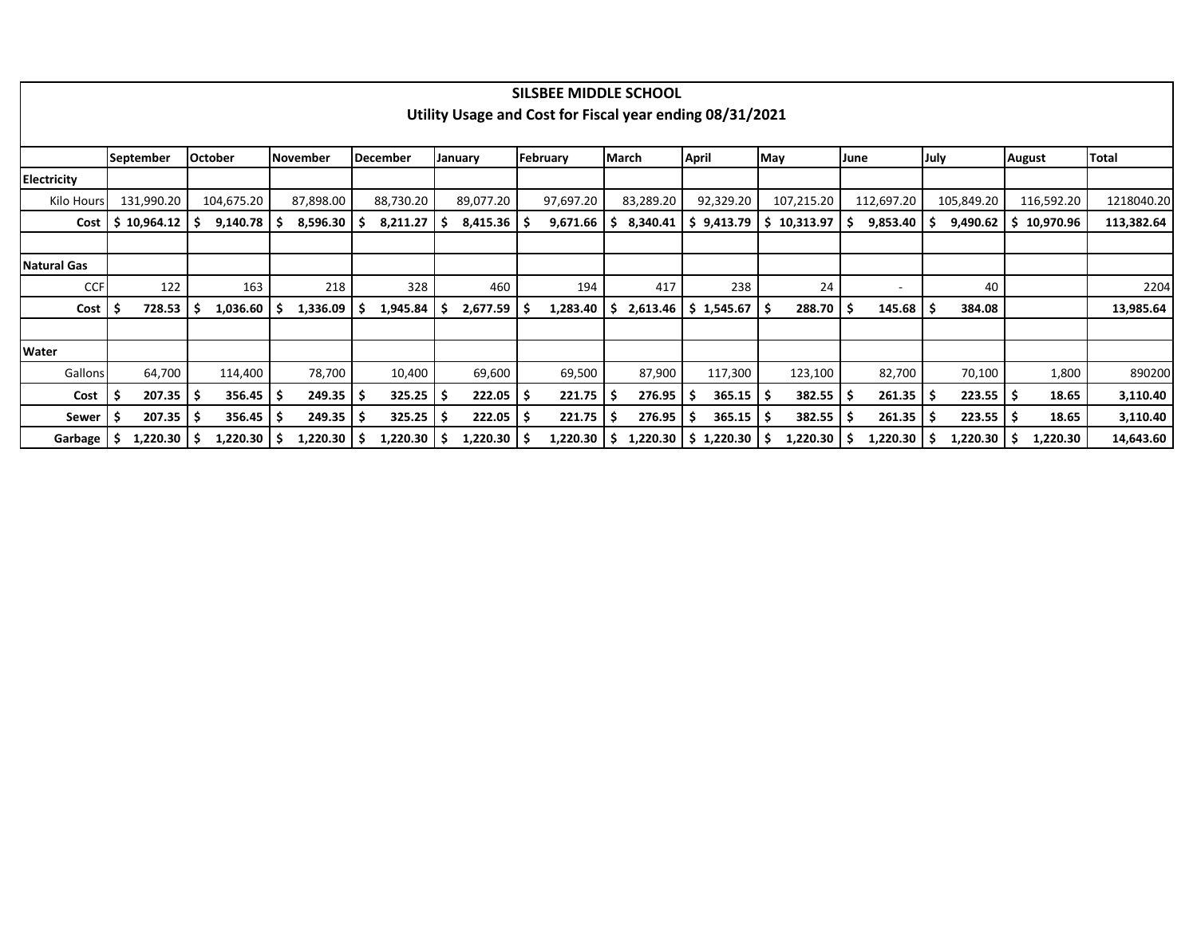# SILSBEE MIDDLE SCHOOL

## Utility Usage and Cost for Fiscal year ending 08/31/2021

| | September | October | November | December | January | February | March | April | May | June | July | August | Total |
|---|---|---|---|---|---|---|---|---|---|---|---|---|---|
| **Electricity** | | | | | | | | | | | | | |
| Kilo Hours | 131,990.20 | 104,675.20 | 87,898.00 | 88,730.20 | 89,077.20 | 97,697.20 | 83,289.20 | 92,329.20 | 107,215.20 | 112,697.20 | 105,849.20 | 116,592.20 | 1218040.20 |
| **Cost** | **$ 10,964.12** | **$ 9,140.78** | **$ 8,596.30** | **$ 8,211.27** | **$ 8,415.36** | **$ 9,671.66** | **$ 8,340.41** | **$ 9,413.79** | **$ 10,313.97** | **$ 9,853.40** | **$ 9,490.62** | **$ 10,970.96** | **113,382.64** |
| | | | | | | | | | | | | | |
| **Natural Gas** | | | | | | | | | | | | | |
| CCF | 122 | 163 | 218 | 328 | 460 | 194 | 417 | 238 | 24 | - | 40 | | 2204 |
| **Cost** | **$ 728.53** | **$ 1,036.60** | **$ 1,336.09** | **$ 1,945.84** | **$ 2,677.59** | **$ 1,283.40** | **$ 2,613.46** | **$ 1,545.67** | **$ 288.70** | **$ 145.68** | **$ 384.08** | | **13,985.64** |
| | | | | | | | | | | | | | |
| **Water** | | | | | | | | | | | | | |
| Gallons | 64,700 | 114,400 | 78,700 | 10,400 | 69,600 | 69,500 | 87,900 | 117,300 | 123,100 | 82,700 | 70,100 | 1,800 | 890200 |
| **Cost** | **$ 207.35** | **$ 356.45** | **$ 249.35** | **$ 325.25** | **$ 222.05** | **$ 221.75** | **$ 276.95** | **$ 365.15** | **$ 382.55** | **$ 261.35** | **$ 223.55** | **$ 18.65** | **3,110.40** |
| **Sewer** | **$ 207.35** | **$ 356.45** | **$ 249.35** | **$ 325.25** | **$ 222.05** | **$ 221.75** | **$ 276.95** | **$ 365.15** | **$ 382.55** | **$ 261.35** | **$ 223.55** | **$ 18.65** | **3,110.40** |
| **Garbage** | **$ 1,220.30** | **$ 1,220.30** | **$ 1,220.30** | **$ 1,220.30** | **$ 1,220.30** | **$ 1,220.30** | **$ 1,220.30** | **$ 1,220.30** | **$ 1,220.30** | **$ 1,220.30** | **$ 1,220.30** | **$ 1,220.30** | **14,643.60** |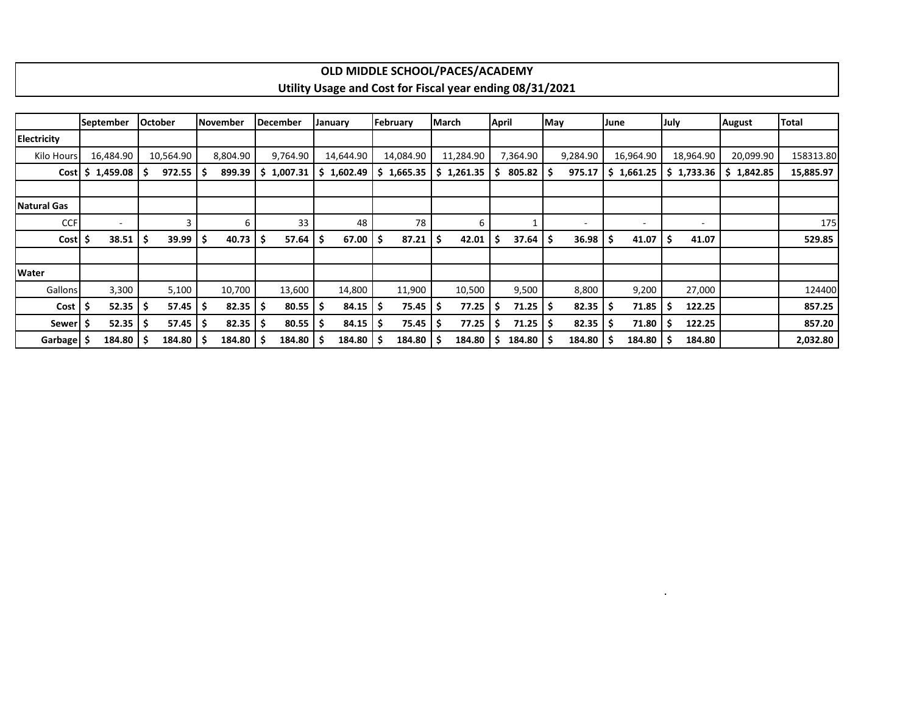# OLD MIDDLE SCHOOL/PACES/ACADEMY

## Utility Usage and Cost for Fiscal year ending 08/31/2021

| | September | October | November | December | January | February | March | April | May | June | July | August | Total |
|---|---|---|---|---|---|---|---|---|---|---|---|---|---|
| **Electricity** | | | | | | | | | | | | | |
| Kilo Hours | 16,484.90 | 10,564.90 | 8,804.90 | 9,764.90 | 14,644.90 | 14,084.90 | 11,284.90 | 7,364.90 | 9,284.90 | 16,964.90 | 18,964.90 | 20,099.90 | 158313.80 |
| **Cost** | **$ 1,459.08** | **$ 972.55** | **$ 899.39** | **$ 1,007.31** | **$ 1,602.49** | **$ 1,665.35** | **$ 1,261.35** | **$ 805.82** | **$ 975.17** | **$ 1,661.25** | **$ 1,733.36** | **$ 1,842.85** | **15,885.97** |
| | | | | | | | | | | | | | |
| **Natural Gas** | | | | | | | | | | | | | |
| CCF | - | 3 | 6 | 33 | 48 | 78 | 6 | 1 | - | - | - | | 175 |
| **Cost** | **$ 38.51** | **$ 39.99** | **$ 40.73** | **$ 57.64** | **$ 67.00** | **$ 87.21** | **$ 42.01** | **$ 37.64** | **$ 36.98** | **$ 41.07** | **$ 41.07** | | **529.85** |
| | | | | | | | | | | | | | |
| **Water** | | | | | | | | | | | | | |
| Gallons | 3,300 | 5,100 | 10,700 | 13,600 | 14,800 | 11,900 | 10,500 | 9,500 | 8,800 | 9,200 | 27,000 | | 124400 |
| **Cost** | **$ 52.35** | **$ 57.45** | **$ 82.35** | **$ 80.55** | **$ 84.15** | **$ 75.45** | **$ 77.25** | **$ 71.25** | **$ 82.35** | **$ 71.85** | **$ 122.25** | | **857.25** |
| **Sewer** | **$ 52.35** | **$ 57.45** | **$ 82.35** | **$ 80.55** | **$ 84.15** | **$ 75.45** | **$ 77.25** | **$ 71.25** | **$ 82.35** | **$ 71.80** | **$ 122.25** | | **857.20** |
| **Garbage** | **$ 184.80** | **$ 184.80** | **$ 184.80** | **$ 184.80** | **$ 184.80** | **$ 184.80** | **$ 184.80** | **$ 184.80** | **$ 184.80** | **$ 184.80** | **$ 184.80** | | **2,032.80** |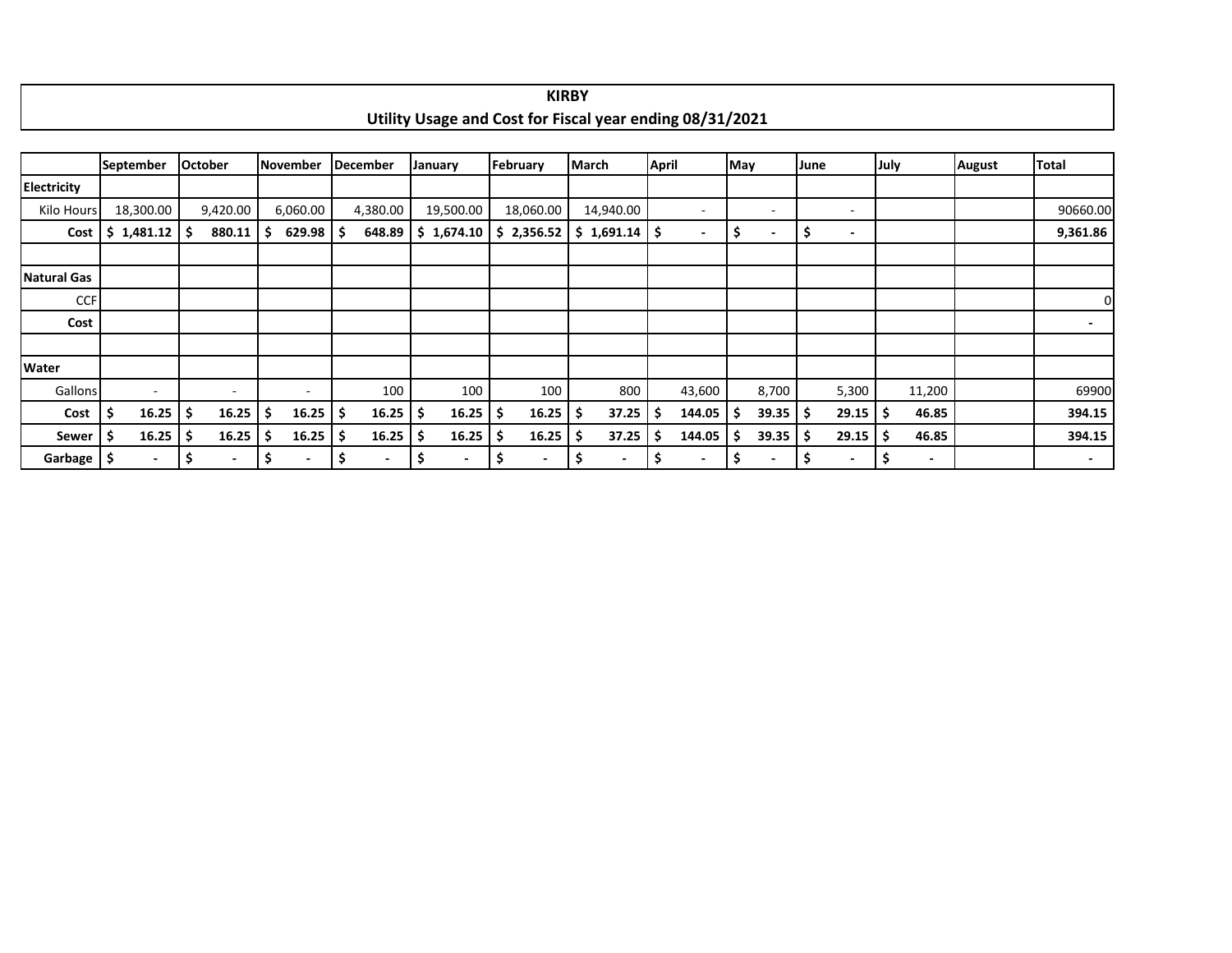**KIRBY**

**Utility Usage and Cost for Fiscal year ending 08/31/2021**

| | September | October | November | December | January | February | March | April | May | June | July | August | Total |
|---|---|---|---|---|---|---|---|---|---|---|---|---|---|
| **Electricity** | | | | | | | | | | | | | |
| Kilo Hours | 18,300.00 | 9,420.00 | 6,060.00 | 4,380.00 | 19,500.00 | 18,060.00 | 14,940.00 | - | - | - | | | 90660.00 |
| **Cost** | **$ 1,481.12** | **$ 880.11** | **$ 629.98** | **$ 648.89** | **$ 1,674.10** | **$ 2,356.52** | **$ 1,691.14** | **$ -** | **$ -** | **$ -** | | | **9,361.86** |
| | | | | | | | | | | | | | |
| **Natural Gas** | | | | | | | | | | | | | |
| CCF | | | | | | | | | | | | | 0 |
| **Cost** | | | | | | | | | | | | | - |
| | | | | | | | | | | | | | |
| **Water** | | | | | | | | | | | | | |
| Gallons | - | - | - | 100 | 100 | 100 | 800 | 43,600 | 8,700 | 5,300 | 11,200 | | 69900 |
| **Cost** | **$ 16.25** | **$ 16.25** | **$ 16.25** | **$ 16.25** | **$ 16.25** | **$ 16.25** | **$ 37.25** | **$ 144.05** | **$ 39.35** | **$ 29.15** | **$ 46.85** | | **394.15** |
| **Sewer** | **$ 16.25** | **$ 16.25** | **$ 16.25** | **$ 16.25** | **$ 16.25** | **$ 16.25** | **$ 37.25** | **$ 144.05** | **$ 39.35** | **$ 29.15** | **$ 46.85** | | **394.15** |
| **Garbage** | **$ -** | **$ -** | **$ -** | **$ -** | **$ -** | **$ -** | **$ -** | **$ -** | **$ -** | **$ -** | **$ -** | | **-** |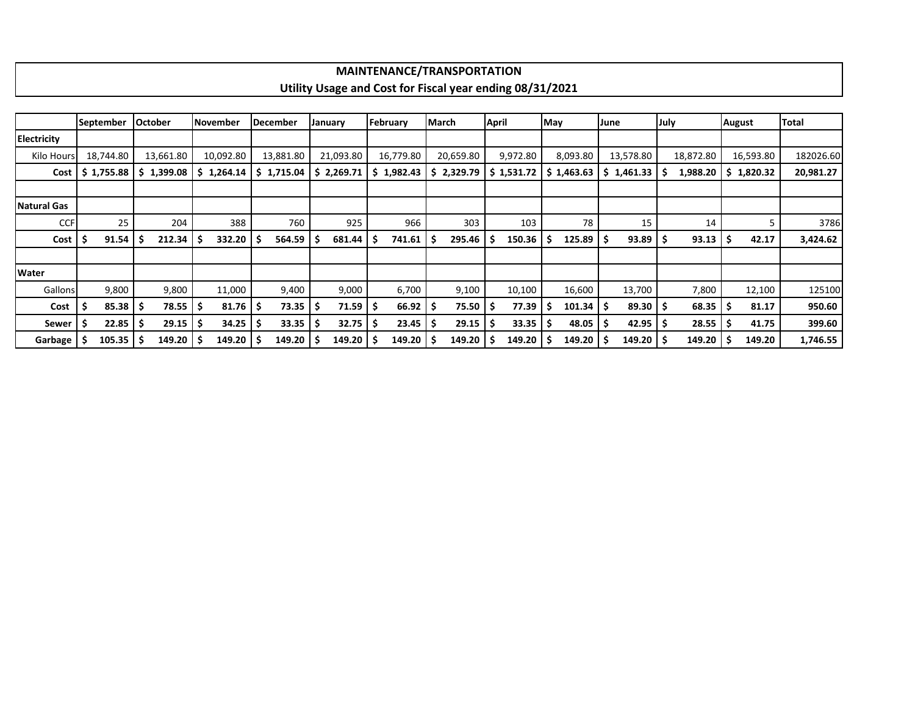# MAINTENANCE/TRANSPORTATION

## Utility Usage and Cost for Fiscal year ending 08/31/2021

| | September | October | November | December | January | February | March | April | May | June | July | August | Total |
|---|---|---|---|---|---|---|---|---|---|---|---|---|---|
| **Electricity** | | | | | | | | | | | | | |
| Kilo Hours | 18,744.80 | 13,661.80 | 10,092.80 | 13,881.80 | 21,093.80 | 16,779.80 | 20,659.80 | 9,972.80 | 8,093.80 | 13,578.80 | 18,872.80 | 16,593.80 | 182026.60 |
| **Cost** | **$ 1,755.88** | **$ 1,399.08** | **$ 1,264.14** | **$ 1,715.04** | **$ 2,269.71** | **$ 1,982.43** | **$ 2,329.79** | **$ 1,531.72** | **$ 1,463.63** | **$ 1,461.33** | **$ 1,988.20** | **$ 1,820.32** | **20,981.27** |
| | | | | | | | | | | | | | |
| **Natural Gas** | | | | | | | | | | | | | |
| CCF | 25 | 204 | 388 | 760 | 925 | 966 | 303 | 103 | 78 | 15 | 14 | 5 | 3786 |
| **Cost** | **$ 91.54** | **$ 212.34** | **$ 332.20** | **$ 564.59** | **$ 681.44** | **$ 741.61** | **$ 295.46** | **$ 150.36** | **$ 125.89** | **$ 93.89** | **$ 93.13** | **$ 42.17** | **3,424.62** |
| | | | | | | | | | | | | | |
| **Water** | | | | | | | | | | | | | |
| Gallons | 9,800 | 9,800 | 11,000 | 9,400 | 9,000 | 6,700 | 9,100 | 10,100 | 16,600 | 13,700 | 7,800 | 12,100 | 125100 |
| **Cost** | **$ 85.38** | **$ 78.55** | **$ 81.76** | **$ 73.35** | **$ 71.59** | **$ 66.92** | **$ 75.50** | **$ 77.39** | **$ 101.34** | **$ 89.30** | **$ 68.35** | **$ 81.17** | **950.60** |
| **Sewer** | **$ 22.85** | **$ 29.15** | **$ 34.25** | **$ 33.35** | **$ 32.75** | **$ 23.45** | **$ 29.15** | **$ 33.35** | **$ 48.05** | **$ 42.95** | **$ 28.55** | **$ 41.75** | **399.60** |
| **Garbage** | **$ 105.35** | **$ 149.20** | **$ 149.20** | **$ 149.20** | **$ 149.20** | **$ 149.20** | **$ 149.20** | **$ 149.20** | **$ 149.20** | **$ 149.20** | **$ 149.20** | **$ 149.20** | **1,746.55** |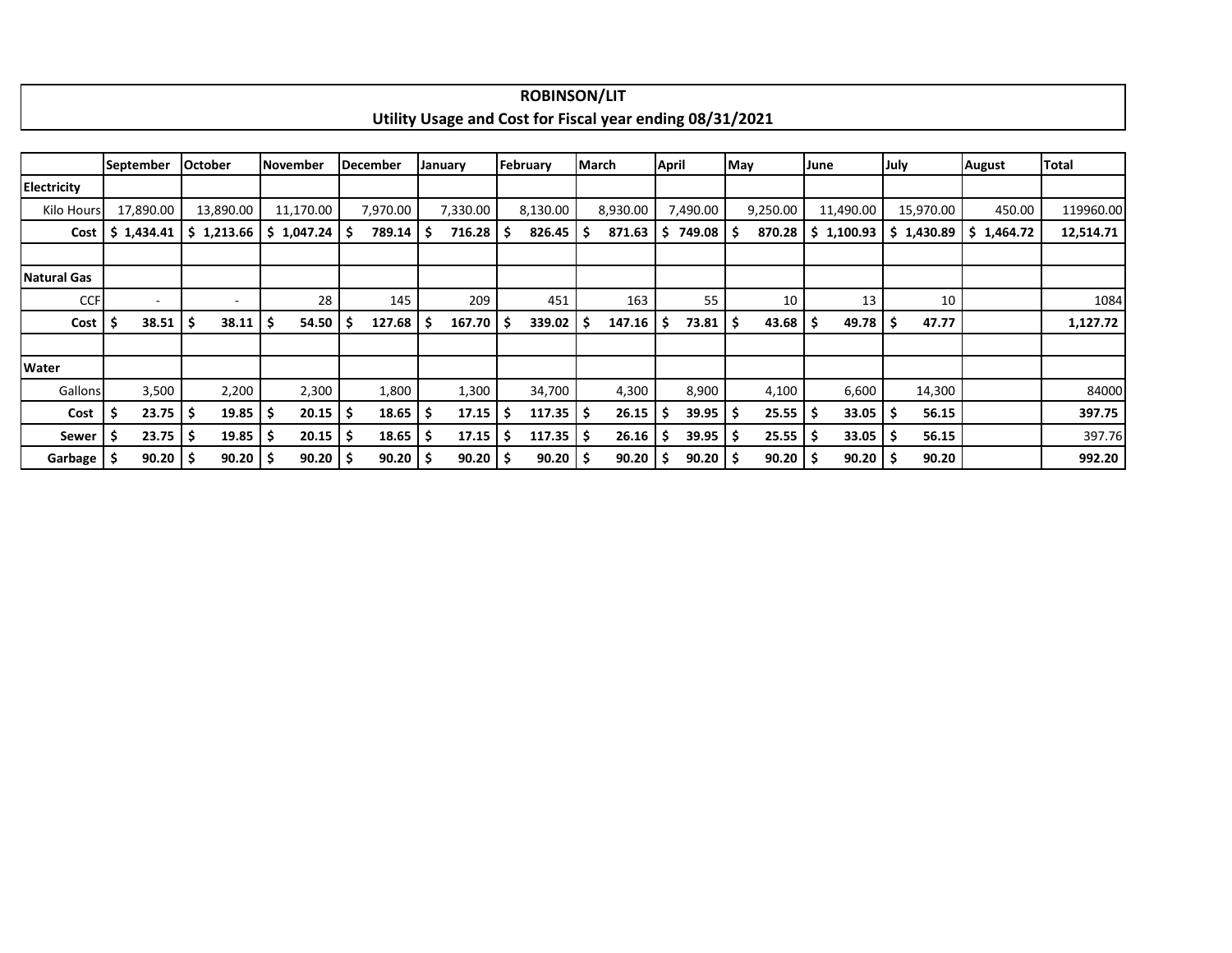# ROBINSON/LIT

## Utility Usage and Cost for Fiscal year ending 08/31/2021

| | September | October | November | December | January | February | March | April | May | June | July | August | Total |
|---|---|---|---|---|---|---|---|---|---|---|---|---|---|
| **Electricity** | | | | | | | | | | | | | |
| Kilo Hours | 17,890.00 | 13,890.00 | 11,170.00 | 7,970.00 | 7,330.00 | 8,130.00 | 8,930.00 | 7,490.00 | 9,250.00 | 11,490.00 | 15,970.00 | 450.00 | 119960.00 |
| **Cost** | **$ 1,434.41** | **$ 1,213.66** | **$ 1,047.24** | **$ 789.14** | **$ 716.28** | **$ 826.45** | **$ 871.63** | **$ 749.08** | **$ 870.28** | **$ 1,100.93** | **$ 1,430.89** | **$ 1,464.72** | **12,514.71** |
| | | | | | | | | | | | | | |
| **Natural Gas** | | | | | | | | | | | | | |
| CCF | - | - | 28 | 145 | 209 | 451 | 163 | 55 | 10 | 13 | 10 | | 1084 |
| **Cost** | **$ 38.51** | **$ 38.11** | **$ 54.50** | **$ 127.68** | **$ 167.70** | **$ 339.02** | **$ 147.16** | **$ 73.81** | **$ 43.68** | **$ 49.78** | **$ 47.77** | | **1,127.72** |
| | | | | | | | | | | | | | |
| **Water** | | | | | | | | | | | | | |
| Gallons | 3,500 | 2,200 | 2,300 | 1,800 | 1,300 | 34,700 | 4,300 | 8,900 | 4,100 | 6,600 | 14,300 | | 84000 |
| **Cost** | **$ 23.75** | **$ 19.85** | **$ 20.15** | **$ 18.65** | **$ 17.15** | **$ 117.35** | **$ 26.15** | **$ 39.95** | **$ 25.55** | **$ 33.05** | **$ 56.15** | | **397.75** |
| **Sewer** | **$ 23.75** | **$ 19.85** | **$ 20.15** | **$ 18.65** | **$ 17.15** | **$ 117.35** | **$ 26.16** | **$ 39.95** | **$ 25.55** | **$ 33.05** | **$ 56.15** | | 397.76 |
| **Garbage** | **$ 90.20** | **$ 90.20** | **$ 90.20** | **$ 90.20** | **$ 90.20** | **$ 90.20** | **$ 90.20** | **$ 90.20** | **$ 90.20** | **$ 90.20** | **$ 90.20** | | **992.20** |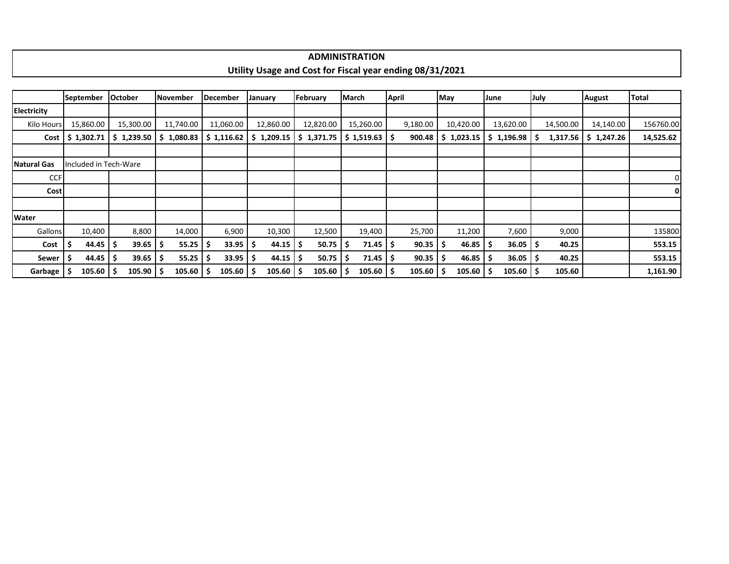# ADMINISTRATION

## Utility Usage and Cost for Fiscal year ending 08/31/2021

| | September | October | November | December | January | February | March | April | May | June | July | August | Total |
|---|---|---|---|---|---|---|---|---|---|---|---|---|---|
| **Electricity** | | | | | | | | | | | | | |
| Kilo Hours | 15,860.00 | 15,300.00 | 11,740.00 | 11,060.00 | 12,860.00 | 12,820.00 | 15,260.00 | 9,180.00 | 10,420.00 | 13,620.00 | 14,500.00 | 14,140.00 | 156760.00 |
| **Cost** | **$ 1,302.71** | **$ 1,239.50** | **$ 1,080.83** | **$ 1,116.62** | **$ 1,209.15** | **$ 1,371.75** | **$ 1,519.63** | **$ 900.48** | **$ 1,023.15** | **$ 1,196.98** | **$ 1,317.56** | **$ 1,247.26** | **14,525.62** |
| | | | | | | | | | | | | | |
| **Natural Gas** | Included in Tech-Ware | | | | | | | | | | | | |
| CCF | | | | | | | | | | | | | 0 |
| **Cost** | | | | | | | | | | | | | **0** |
| | | | | | | | | | | | | | |
| **Water** | | | | | | | | | | | | | |
| Gallons | 10,400 | 8,800 | 14,000 | 6,900 | 10,300 | 12,500 | 19,400 | 25,700 | 11,200 | 7,600 | 9,000 | | 135800 |
| **Cost** | **$ 44.45** | **$ 39.65** | **$ 55.25** | **$ 33.95** | **$ 44.15** | **$ 50.75** | **$ 71.45** | **$ 90.35** | **$ 46.85** | **$ 36.05** | **$ 40.25** | | **553.15** |
| **Sewer** | **$ 44.45** | **$ 39.65** | **$ 55.25** | **$ 33.95** | **$ 44.15** | **$ 50.75** | **$ 71.45** | **$ 90.35** | **$ 46.85** | **$ 36.05** | **$ 40.25** | | **553.15** |
| **Garbage** | **$ 105.60** | **$ 105.90** | **$ 105.60** | **$ 105.60** | **$ 105.60** | **$ 105.60** | **$ 105.60** | **$ 105.60** | **$ 105.60** | **$ 105.60** | **$ 105.60** | | **1,161.90** |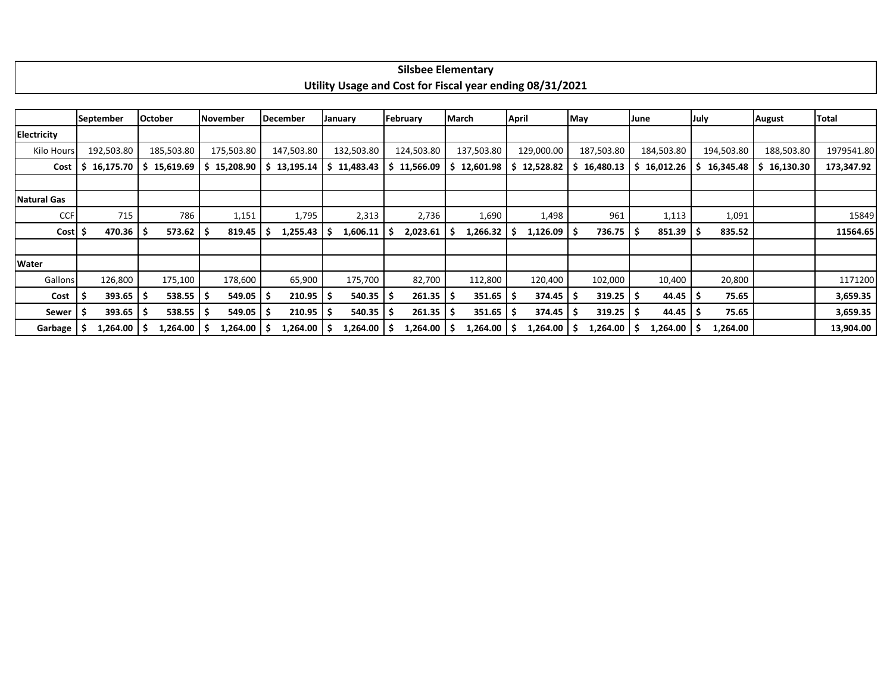# Silsbee Elementary
## Utility Usage and Cost for Fiscal year ending 08/31/2021

| | September | October | November | December | January | February | March | April | May | June | July | August | Total |
|---|---|---|---|---|---|---|---|---|---|---|---|---|---|
| **Electricity** | | | | | | | | | | | | | |
| Kilo Hours | 192,503.80 | 185,503.80 | 175,503.80 | 147,503.80 | 132,503.80 | 124,503.80 | 137,503.80 | 129,000.00 | 187,503.80 | 184,503.80 | 194,503.80 | 188,503.80 | 1979541.80 |
| **Cost** | **$ 16,175.70** | **$ 15,619.69** | **$ 15,208.90** | **$ 13,195.14** | **$ 11,483.43** | **$ 11,566.09** | **$ 12,601.98** | **$ 12,528.82** | **$ 16,480.13** | **$ 16,012.26** | **$ 16,345.48** | **$ 16,130.30** | **173,347.92** |
| | | | | | | | | | | | | | |
| **Natural Gas** | | | | | | | | | | | | | |
| CCF | 715 | 786 | 1,151 | 1,795 | 2,313 | 2,736 | 1,690 | 1,498 | 961 | 1,113 | 1,091 | | 15849 |
| **Cost** | **$ 470.36** | **$ 573.62** | **$ 819.45** | **$ 1,255.43** | **$ 1,606.11** | **$ 2,023.61** | **$ 1,266.32** | **$ 1,126.09** | **$ 736.75** | **$ 851.39** | **$ 835.52** | | **11564.65** |
| | | | | | | | | | | | | | |
| **Water** | | | | | | | | | | | | | |
| Gallons | 126,800 | 175,100 | 178,600 | 65,900 | 175,700 | 82,700 | 112,800 | 120,400 | 102,000 | 10,400 | 20,800 | | 1171200 |
| **Cost** | **$ 393.65** | **$ 538.55** | **$ 549.05** | **$ 210.95** | **$ 540.35** | **$ 261.35** | **$ 351.65** | **$ 374.45** | **$ 319.25** | **$ 44.45** | **$ 75.65** | | **3,659.35** |
| **Sewer** | **$ 393.65** | **$ 538.55** | **$ 549.05** | **$ 210.95** | **$ 540.35** | **$ 261.35** | **$ 351.65** | **$ 374.45** | **$ 319.25** | **$ 44.45** | **$ 75.65** | | **3,659.35** |
| **Garbage** | **$ 1,264.00** | **$ 1,264.00** | **$ 1,264.00** | **$ 1,264.00** | **$ 1,264.00** | **$ 1,264.00** | **$ 1,264.00** | **$ 1,264.00** | **$ 1,264.00** | **$ 1,264.00** | **$ 1,264.00** | | **13,904.00** |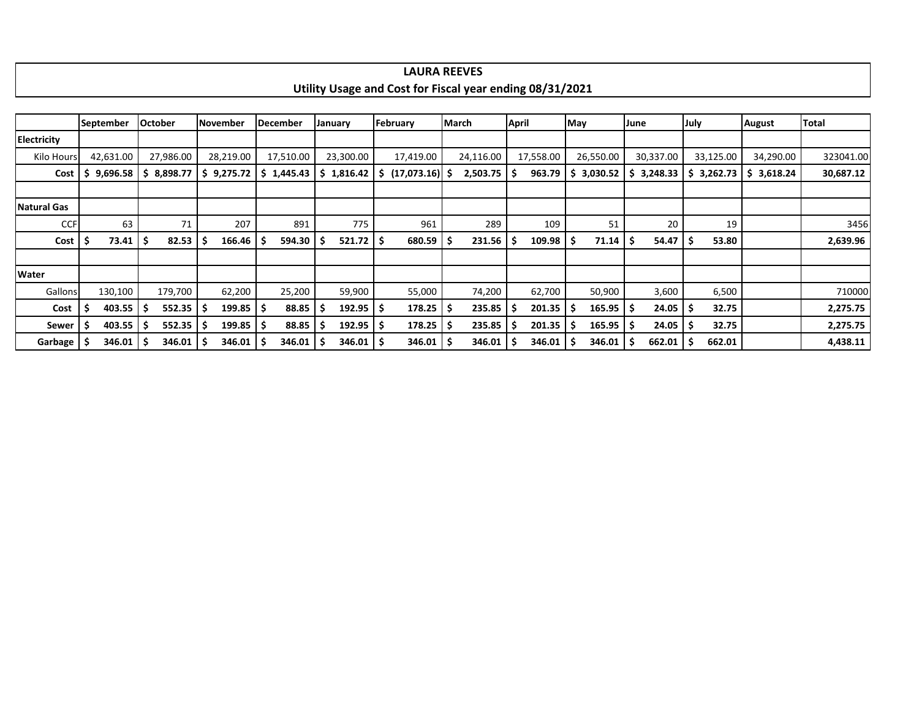# LAURA REEVES

## Utility Usage and Cost for Fiscal year ending 08/31/2021

| | September | October | November | December | January | February | March | April | May | June | July | August | Total |
|---|---|---|---|---|---|---|---|---|---|---|---|---|---|
| **Electricity** | | | | | | | | | | | | | |
| Kilo Hours | 42,631.00 | 27,986.00 | 28,219.00 | 17,510.00 | 23,300.00 | 17,419.00 | 24,116.00 | 17,558.00 | 26,550.00 | 30,337.00 | 33,125.00 | 34,290.00 | 323041.00 |
| **Cost** | **$ 9,696.58** | **$ 8,898.77** | **$ 9,275.72** | **$ 1,445.43** | **$ 1,816.42** | **$ (17,073.16)** | **$ 2,503.75** | **$ 963.79** | **$ 3,030.52** | **$ 3,248.33** | **$ 3,262.73** | **$ 3,618.24** | **30,687.12** |
| | | | | | | | | | | | | | |
| **Natural Gas** | | | | | | | | | | | | | |
| CCF | 63 | 71 | 207 | 891 | 775 | 961 | 289 | 109 | 51 | 20 | 19 | | 3456 |
| **Cost** | **$ 73.41** | **$ 82.53** | **$ 166.46** | **$ 594.30** | **$ 521.72** | **$ 680.59** | **$ 231.56** | **$ 109.98** | **$ 71.14** | **$ 54.47** | **$ 53.80** | | **2,639.96** |
| | | | | | | | | | | | | | |
| **Water** | | | | | | | | | | | | | |
| Gallons | 130,100 | 179,700 | 62,200 | 25,200 | 59,900 | 55,000 | 74,200 | 62,700 | 50,900 | 3,600 | 6,500 | | 710000 |
| **Cost** | **$ 403.55** | **$ 552.35** | **$ 199.85** | **$ 88.85** | **$ 192.95** | **$ 178.25** | **$ 235.85** | **$ 201.35** | **$ 165.95** | **$ 24.05** | **$ 32.75** | | **2,275.75** |
| **Sewer** | **$ 403.55** | **$ 552.35** | **$ 199.85** | **$ 88.85** | **$ 192.95** | **$ 178.25** | **$ 235.85** | **$ 201.35** | **$ 165.95** | **$ 24.05** | **$ 32.75** | | **2,275.75** |
| **Garbage** | **$ 346.01** | **$ 346.01** | **$ 346.01** | **$ 346.01** | **$ 346.01** | **$ 346.01** | **$ 346.01** | **$ 346.01** | **$ 346.01** | **$ 662.01** | **$ 662.01** | | **4,438.11** |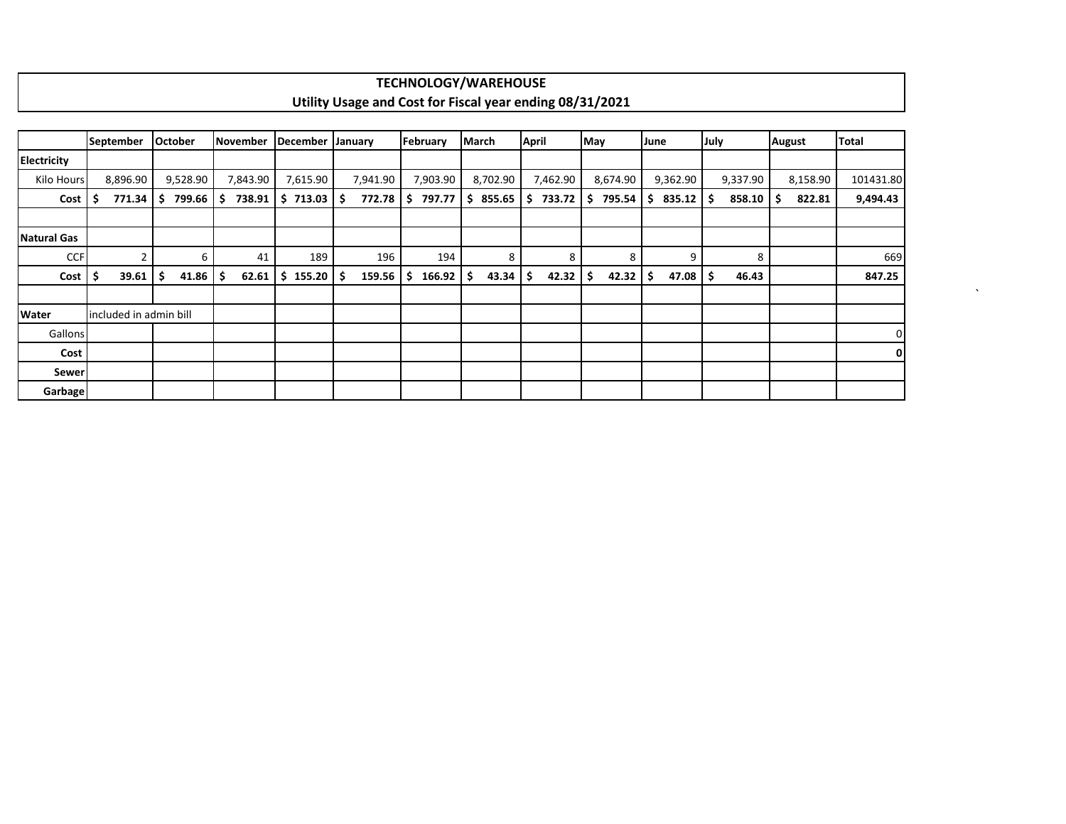# TECHNOLOGY/WAREHOUSE

## Utility Usage and Cost for Fiscal year ending 08/31/2021

| | September | October | November | December | January | February | March | April | May | June | July | August | Total |
|---|---|---|---|---|---|---|---|---|---|---|---|---|---|
| **Electricity** | | | | | | | | | | | | | |
| Kilo Hours | 8,896.90 | 9,528.90 | 7,843.90 | 7,615.90 | 7,941.90 | 7,903.90 | 8,702.90 | 7,462.90 | 8,674.90 | 9,362.90 | 9,337.90 | 8,158.90 | 101431.80 |
| **Cost** | **$ 771.34** | **$ 799.66** | **$ 738.91** | **$ 713.03** | **$ 772.78** | **$ 797.77** | **$ 855.65** | **$ 733.72** | **$ 795.54** | **$ 835.12** | **$ 858.10** | **$ 822.81** | **9,494.43** |
| | | | | | | | | | | | | | |
| **Natural Gas** | | | | | | | | | | | | | |
| CCF | 2 | 6 | 41 | 189 | 196 | 194 | 8 | 8 | 8 | 9 | 8 | | 669 |
| **Cost** | **$ 39.61** | **$ 41.86** | **$ 62.61** | **$ 155.20** | **$ 159.56** | **$ 166.92** | **$ 43.34** | **$ 42.32** | **$ 42.32** | **$ 47.08** | **$ 46.43** | | **847.25** |
| | | | | | | | | | | | | | |
| **Water** | included in admin bill | | | | | | | | | | | | |
| Gallons | | | | | | | | | | | | | 0 |
| **Cost** | | | | | | | | | | | | | **0** |
| **Sewer** | | | | | | | | | | | | | |
| **Garbage** | | | | | | | | | | | | | |